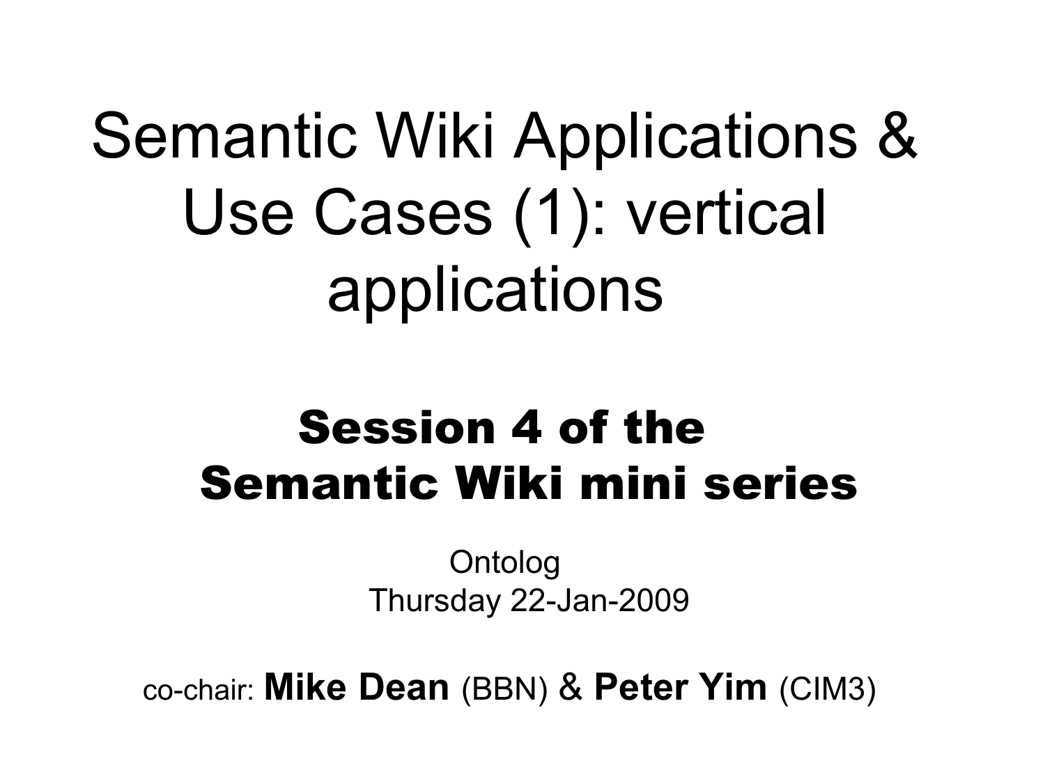# Semantic Wiki Applications & Use Cases (1): vertical applications

## Session 4 of the Semantic Wiki mini series

Ontolog
Thursday 22-Jan-2009

co-chair: **Mike Dean** (BBN) & **Peter Yim** (CIM3)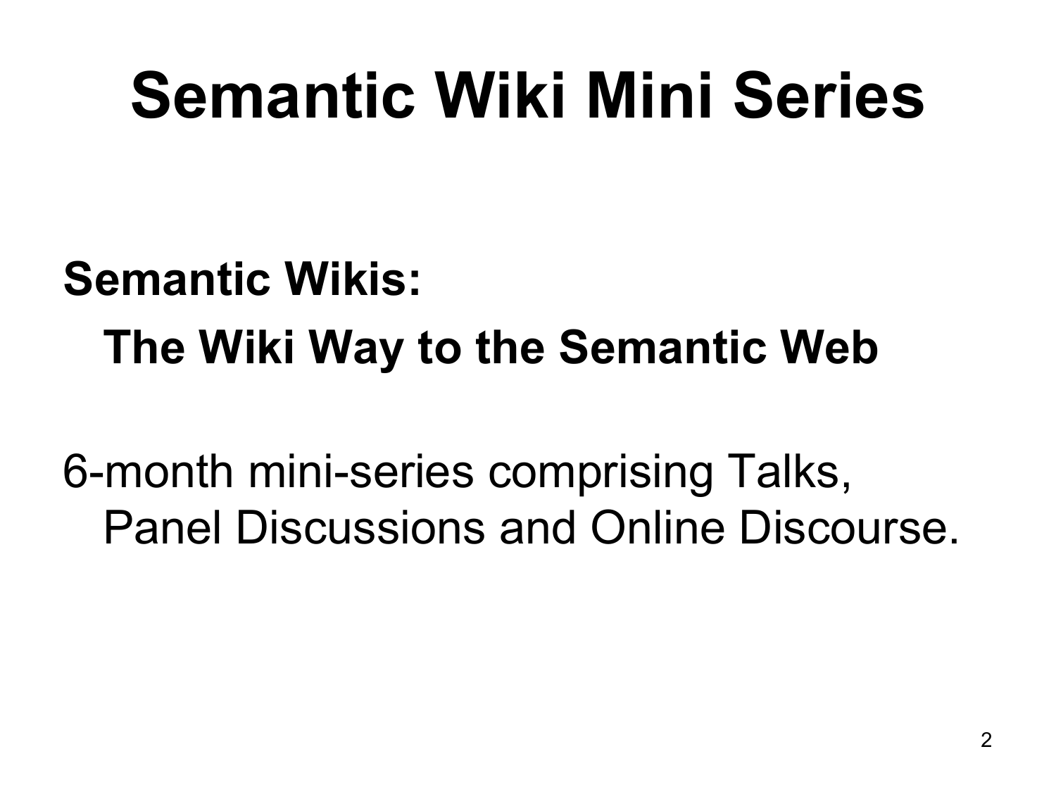# Semantic Wiki Mini Series

**Semantic Wikis:**

**The Wiki Way to the Semantic Web**

6-month mini-series comprising Talks, Panel Discussions and Online Discourse.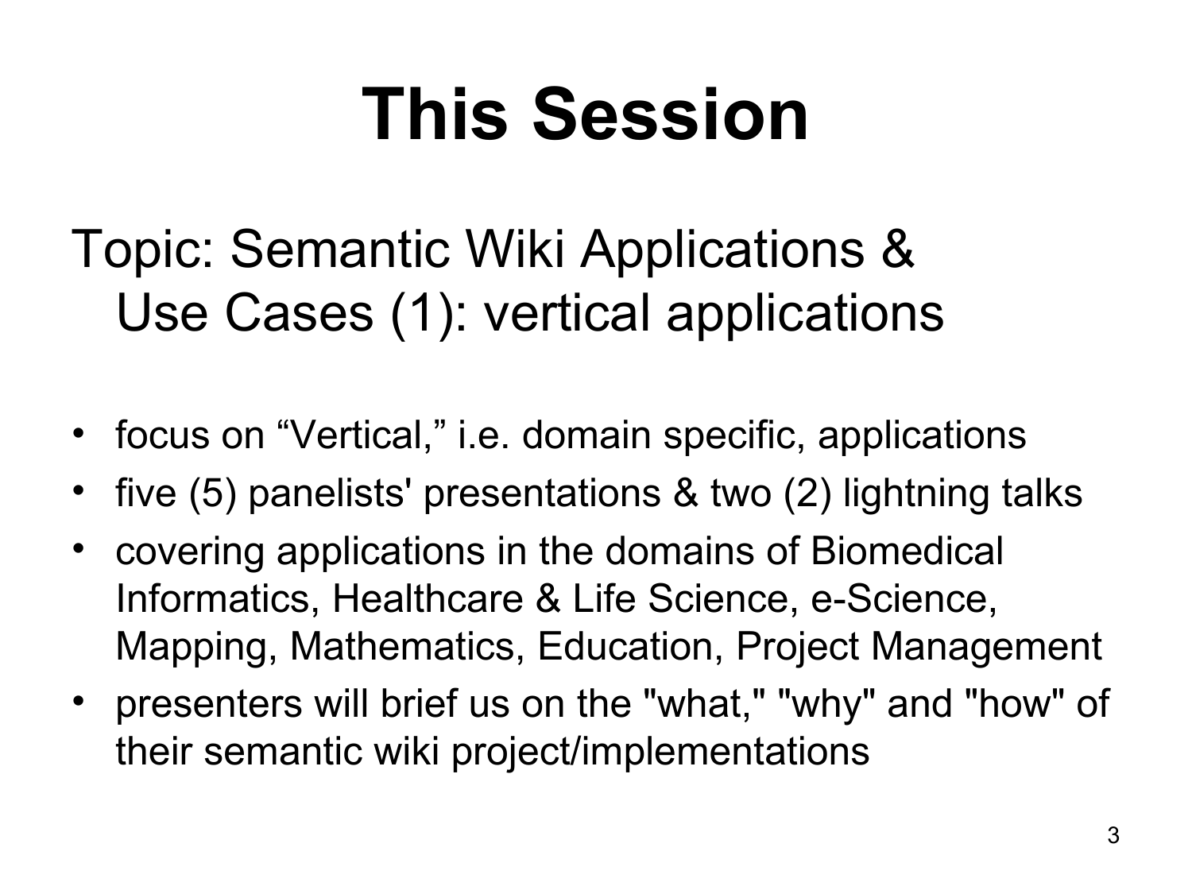# This Session

Topic: Semantic Wiki Applications & Use Cases (1): vertical applications

- focus on “Vertical,” i.e. domain specific, applications
- five (5) panelists' presentations & two (2) lightning talks
- covering applications in the domains of Biomedical Informatics, Healthcare & Life Science, e-Science, Mapping, Mathematics, Education, Project Management
- presenters will brief us on the "what," "why" and "how" of their semantic wiki project/implementations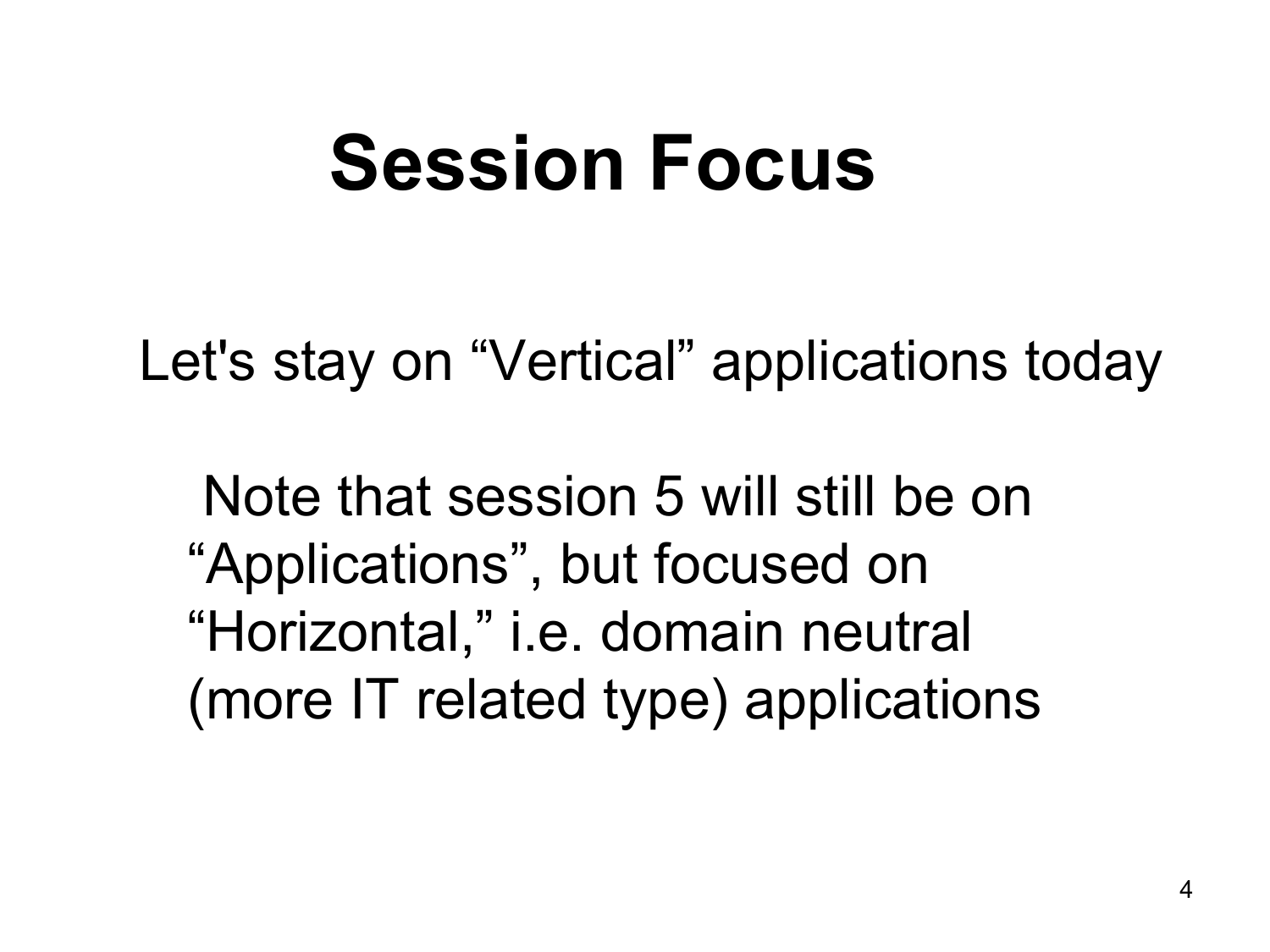# Session Focus

Let's stay on “Vertical” applications today

Note that session 5 will still be on “Applications”, but focused on “Horizontal,” i.e. domain neutral (more IT related type) applications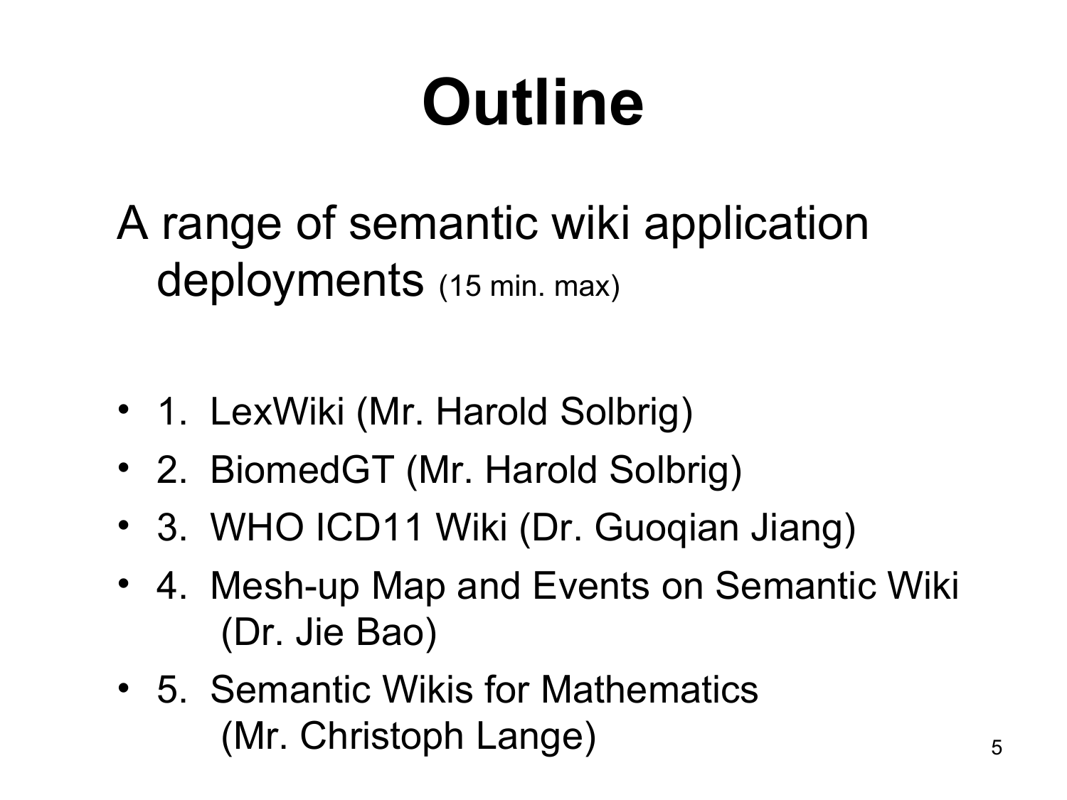# Outline

A range of semantic wiki application deployments (15 min. max)

- 1. LexWiki (Mr. Harold Solbrig)
- 2. BiomedGT (Mr. Harold Solbrig)
- 3. WHO ICD11 Wiki (Dr. Guoqian Jiang)
- 4. Mesh-up Map and Events on Semantic Wiki (Dr. Jie Bao)
- 5. Semantic Wikis for Mathematics (Mr. Christoph Lange)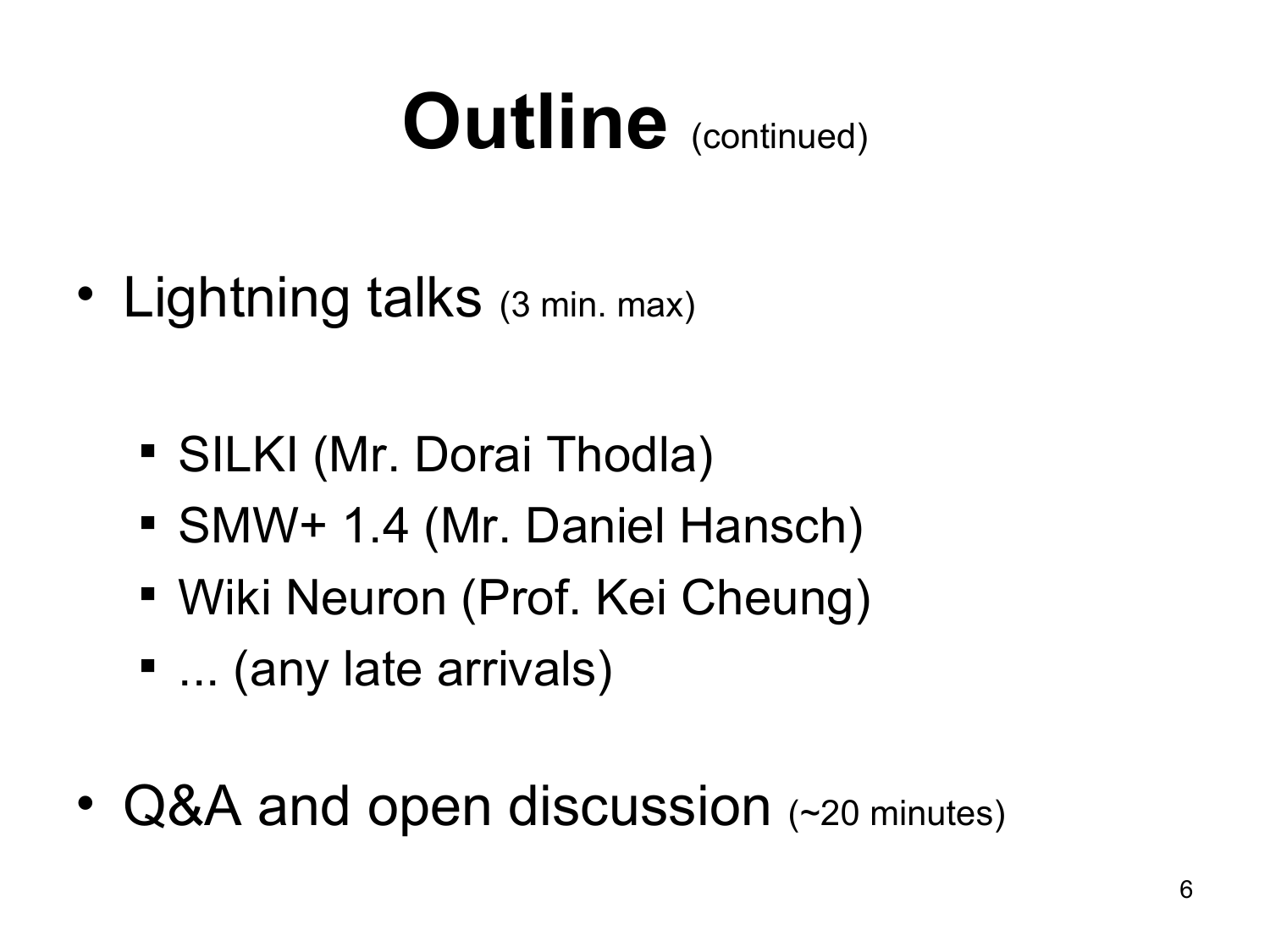# Outline (continued)

- Lightning talks (3 min. max)
  - SILKI (Mr. Dorai Thodla)
  - SMW+ 1.4 (Mr. Daniel Hansch)
  - Wiki Neuron (Prof. Kei Cheung)
  - ... (any late arrivals)
- Q&A and open discussion (~20 minutes)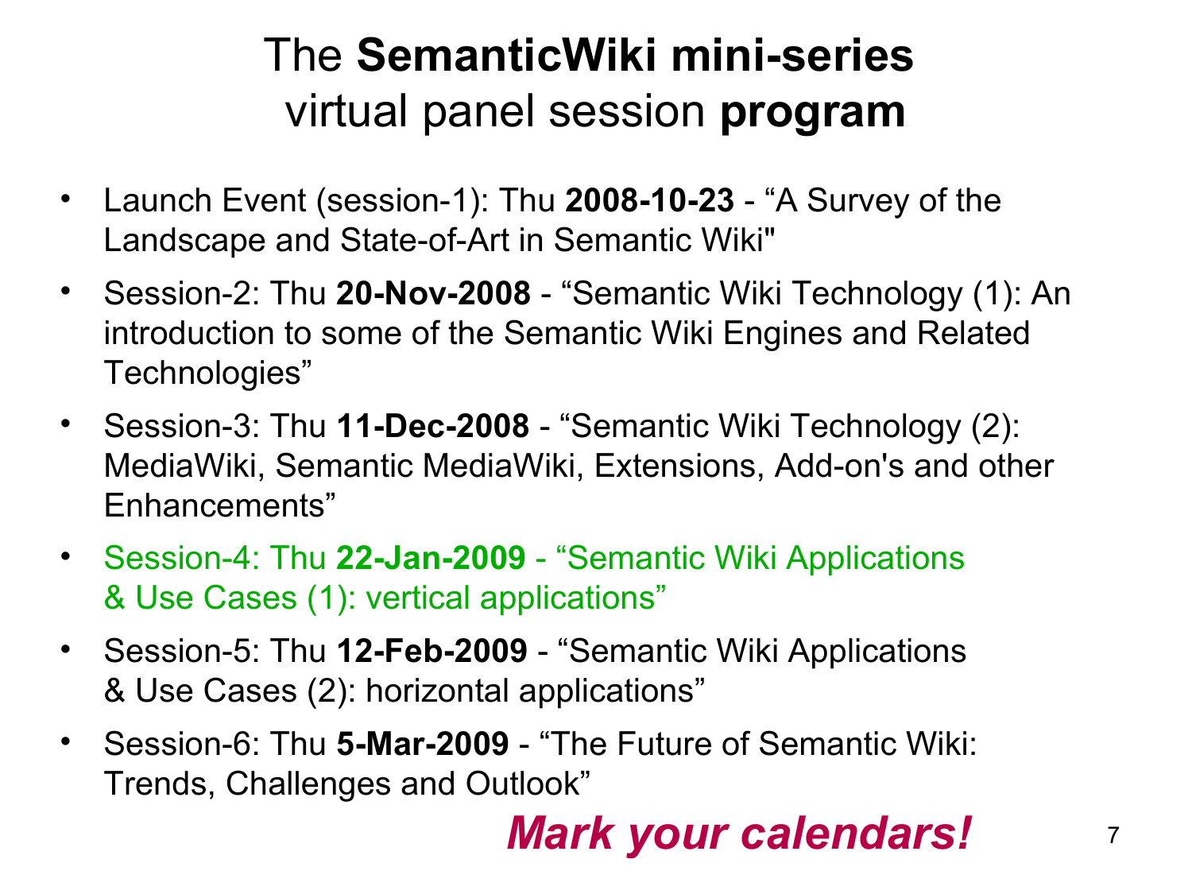# The **SemanticWiki mini-series** virtual panel session **program**

- Launch Event (session-1): Thu **2008-10-23** - “A Survey of the Landscape and State-of-Art in Semantic Wiki"
- Session-2: Thu **20-Nov-2008** - “Semantic Wiki Technology (1): An introduction to some of the Semantic Wiki Engines and Related Technologies”
- Session-3: Thu **11-Dec-2008** - “Semantic Wiki Technology (2): MediaWiki, Semantic MediaWiki, Extensions, Add-on's and other Enhancements”
- Session-4: Thu **22-Jan-2009** - “Semantic Wiki Applications & Use Cases (1): vertical applications”
- Session-5: Thu **12-Feb-2009** - “Semantic Wiki Applications & Use Cases (2): horizontal applications”
- Session-6: Thu **5-Mar-2009** - “The Future of Semantic Wiki: Trends, Challenges and Outlook”

***Mark your calendars!***